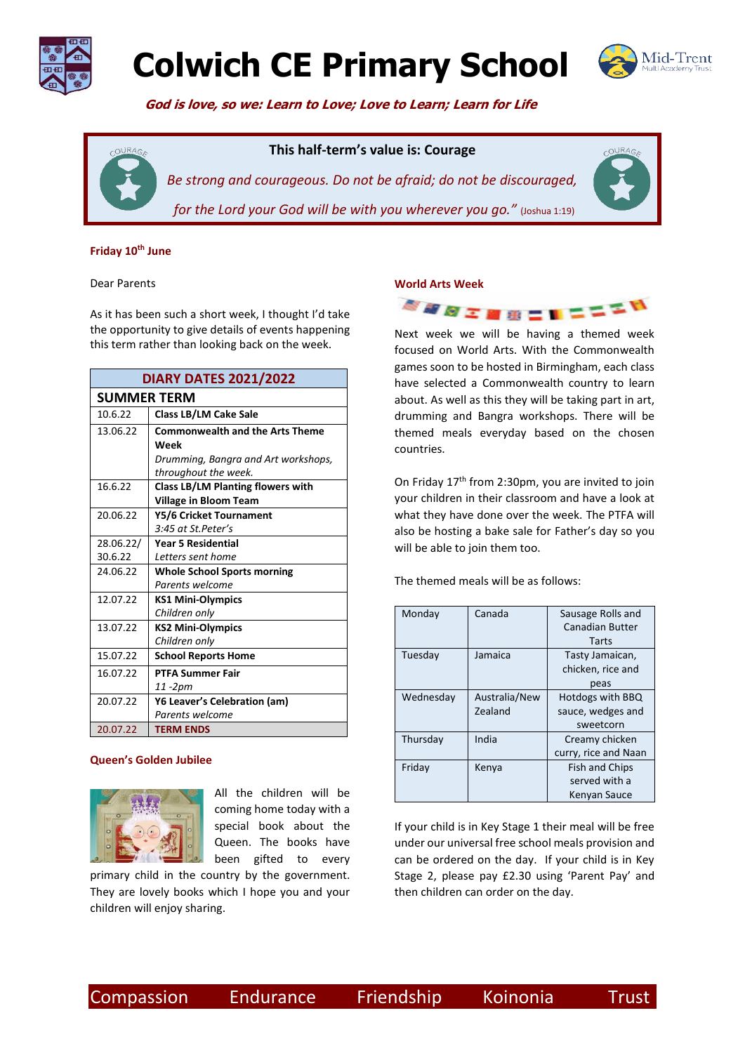# Colwich CE Primary School

***God is love, so we: Learn to Love; Love to Learn; Learn for Life***

**This half-term's value is: Courage**

*Be strong and courageous. Do not be afraid; do not be discouraged, for the Lord your God will be with you wherever you go."* (Joshua 1:19)

**Friday 10th June**

Dear Parents

As it has been such a short week, I thought I'd take the opportunity to give details of events happening this term rather than looking back on the week.

| DIARY DATES 2021/2022 | |
|---|---|
| **SUMMER TERM** | |
| 10.6.22 | **Class LB/LM Cake Sale** |
| 13.06.22 | **Commonwealth and the Arts Theme Week** *Drumming, Bangra and Art workshops, throughout the week.* |
| 16.6.22 | **Class LB/LM Planting flowers with Village in Bloom Team** |
| 20.06.22 | **Y5/6 Cricket Tournament** *3:45 at St.Peter's* |
| 28.06.22/ 30.6.22 | **Year 5 Residential** *Letters sent home* |
| 24.06.22 | **Whole School Sports morning** *Parents welcome* |
| 12.07.22 | **KS1 Mini-Olympics** *Children only* |
| 13.07.22 | **KS2 Mini-Olympics** *Children only* |
| 15.07.22 | **School Reports Home** |
| 16.07.22 | **PTFA Summer Fair** *11 -2pm* |
| 20.07.22 | **Y6 Leaver's Celebration (am)** *Parents welcome* |
| 20.07.22 | **TERM ENDS** |

### Queen's Golden Jubilee

All the children will be coming home today with a special book about the Queen. The books have been gifted to every primary child in the country by the government. They are lovely books which I hope you and your children will enjoy sharing.

### World Arts Week

Next week we will be having a themed week focused on World Arts. With the Commonwealth games soon to be hosted in Birmingham, each class have selected a Commonwealth country to learn about. As well as this they will be taking part in art, drumming and Bangra workshops. There will be themed meals everyday based on the chosen countries.

On Friday 17th from 2:30pm, you are invited to join your children in their classroom and have a look at what they have done over the week. The PTFA will also be hosting a bake sale for Father's day so you will be able to join them too.

The themed meals will be as follows:

| | | |
|---|---|---|
| Monday | Canada | Sausage Rolls and Canadian Butter Tarts |
| Tuesday | Jamaica | Tasty Jamaican, chicken, rice and peas |
| Wednesday | Australia/New Zealand | Hotdogs with BBQ sauce, wedges and sweetcorn |
| Thursday | India | Creamy chicken curry, rice and Naan |
| Friday | Kenya | Fish and Chips served with a Kenyan Sauce |

If your child is in Key Stage 1 their meal will be free under our universal free school meals provision and can be ordered on the day. If your child is in Key Stage 2, please pay £2.30 using 'Parent Pay' and then children can order on the day.

Compassion Endurance Friendship Koinonia Trust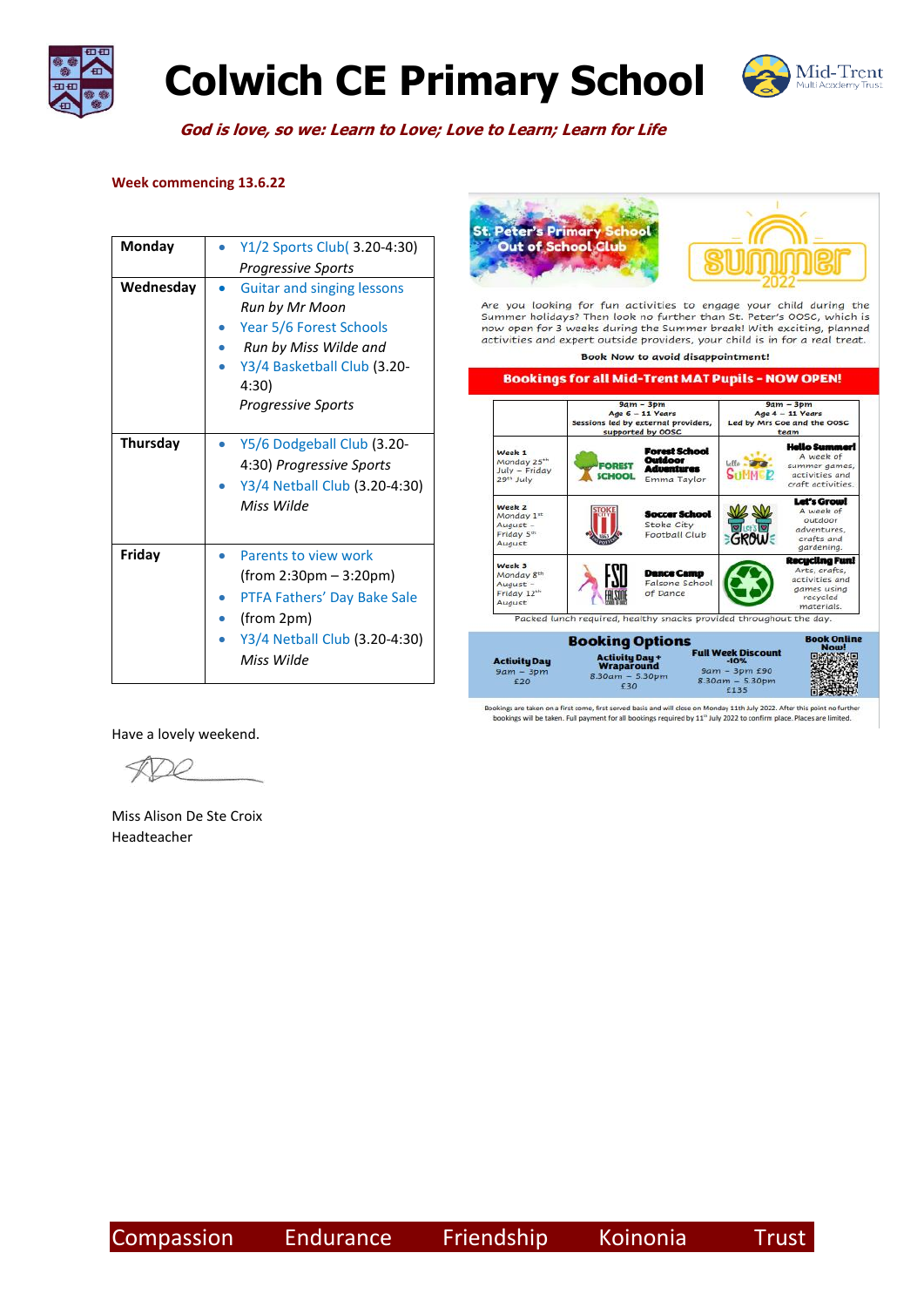# Colwich CE Primary School

***God is love, so we: Learn to Love; Love to Learn; Learn for Life***

**Week commencing 13.6.22**

| | |
|---|---|
| **Monday** | • Y1/2 Sports Club( 3.20-4:30) *Progressive Sports* |
| **Wednesday** | • Guitar and singing lessons *Run by Mr Moon*<br>• Year 5/6 Forest Schools<br>• *Run by Miss Wilde and*<br>• Y3/4 Basketball Club (3.20-4:30) *Progressive Sports* |
| **Thursday** | • Y5/6 Dodgeball Club (3.20-4:30) *Progressive Sports*<br>• Y3/4 Netball Club (3.20-4:30) *Miss Wilde* |
| **Friday** | • Parents to view work (from 2:30pm – 3:20pm)<br>• PTFA Fathers' Day Bake Sale<br>• (from 2pm)<br>• Y3/4 Netball Club (3.20-4:30) *Miss Wilde* |

**St. Peter's Primary School Out of School Club**

**Summer 2022**

Are you looking for fun activities to engage your child during the Summer holidays? Then look no further than St. Peter's OOSC, which is now open for 3 weeks during the Summer break! With exciting, planned activities and expert outside providers, your child is in for a real treat.

**Book Now to avoid disappointment!**

**Bookings for all Mid-Trent MAT Pupils - NOW OPEN!**

| | 9am – 3pm<br>Age 6 – 11 Years<br>Sessions led by external providers, supported by OOSC | 9am – 3pm<br>Age 4 – 11 Years<br>Led by Mrs Coe and the OOSC team |
|---|---|---|
| Week 1<br>Monday 25th July – Friday 29th July | **Forest School Outdoor Adventures**<br>Emma Taylor | **Hello Summer!**<br>A week of summer games, activities and craft activities. |
| Week 2<br>Monday 1st August – Friday 5th August | **Soccer School**<br>Stoke City Football Club | **Let's Grow!**<br>A week of outdoor adventures, crafts and gardening. |
| Week 3<br>Monday 8th August – Friday 12th August | **Dance Camp**<br>Falsone School of Dance | **Recycling Fun!**<br>Arts, crafts, activities and games using recycled materials. |

Packed lunch required, healthy snacks provided throughout the day.

**Booking Options**

| Activity Day | Activity Day + Wraparound | Full Week Discount -10% | Book Online Now! |
|---|---|---|---|
| 9am – 3pm<br>£20 | 8.30am – 5.30pm<br>£30 | 9am – 3pm £90<br>8.30am – 5.30pm £135 | |

Bookings are taken on a first come, first served basis and will close on Monday 11th July 2022. After this point no further bookings will be taken. Full payment for all bookings required by 11th July 2022 to confirm place. Places are limited.

Have a lovely weekend.

Miss Alison De Ste Croix
Headteacher

Compassion Endurance Friendship Koinonia Trust